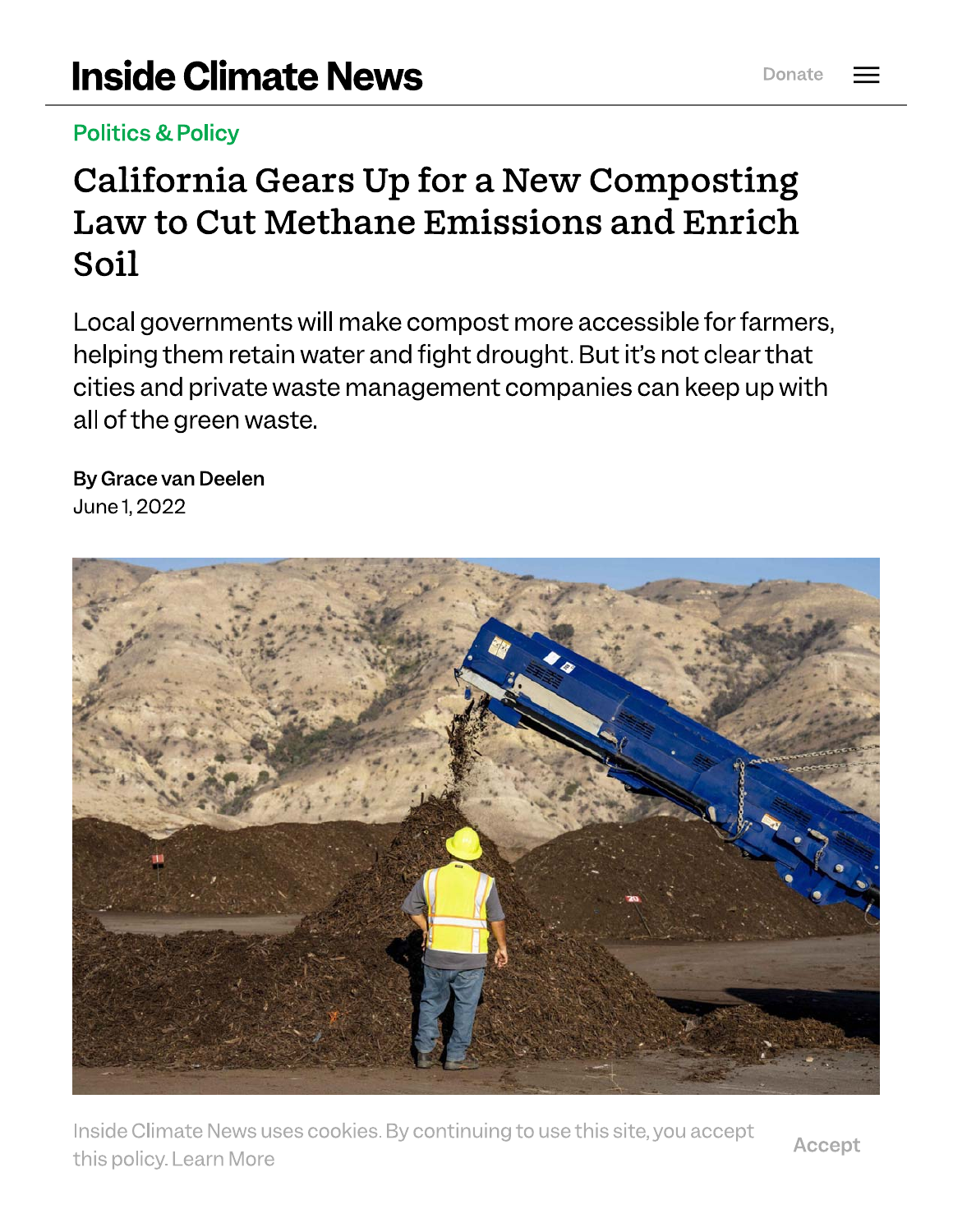Politics & Policy

# California Gears Up for a New Composting Law to Cut Methane Emissions and Enrich Soil

Local governments will make compost more accessible for farmers, helping them retain water and fight drought. But it's not clear that cities and private waste management companies can keep up with all of the green waste.

**By Grace van Deelen**
June 1, 2022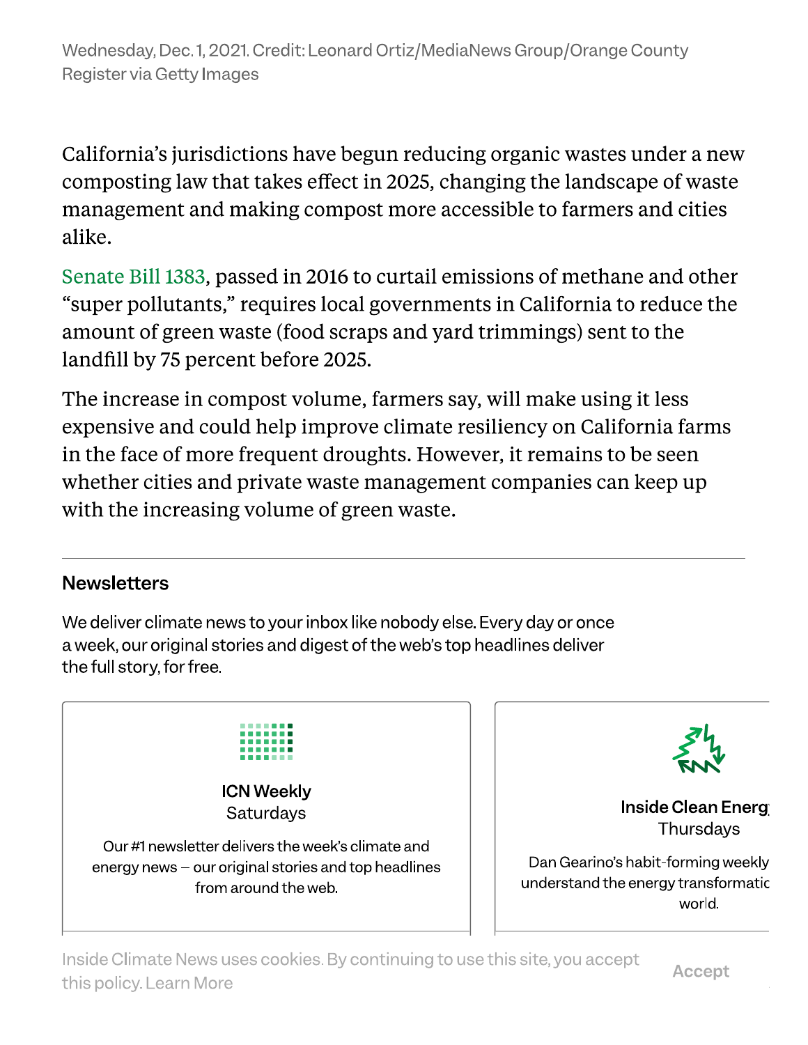Wednesday, Dec. 1, 2021. Credit: Leonard Ortiz/MediaNews Group/Orange County Register via Getty Images

California's jurisdictions have begun reducing organic wastes under a new composting law that takes effect in 2025, changing the landscape of waste management and making compost more accessible to farmers and cities alike.

Senate Bill 1383, passed in 2016 to curtail emissions of methane and other "super pollutants," requires local governments in California to reduce the amount of green waste (food scraps and yard trimmings) sent to the landfill by 75 percent before 2025.

The increase in compost volume, farmers say, will make using it less expensive and could help improve climate resiliency on California farms in the face of more frequent droughts. However, it remains to be seen whether cities and private waste management companies can keep up with the increasing volume of green waste.

## Newsletters

We deliver climate news to your inbox like nobody else. Every day or once a week, our original stories and digest of the web's top headlines deliver the full story, for free.

**ICN Weekly**
Saturdays

Our #1 newsletter delivers the week's climate and energy news – our original stories and top headlines from around the web.

**Inside Clean Energ**
Thursdays

Dan Gearino's habit-forming weekly understand the energy transformatic world.

Inside Climate News uses cookies. By continuing to use this site, you accept this policy. Learn More

Accept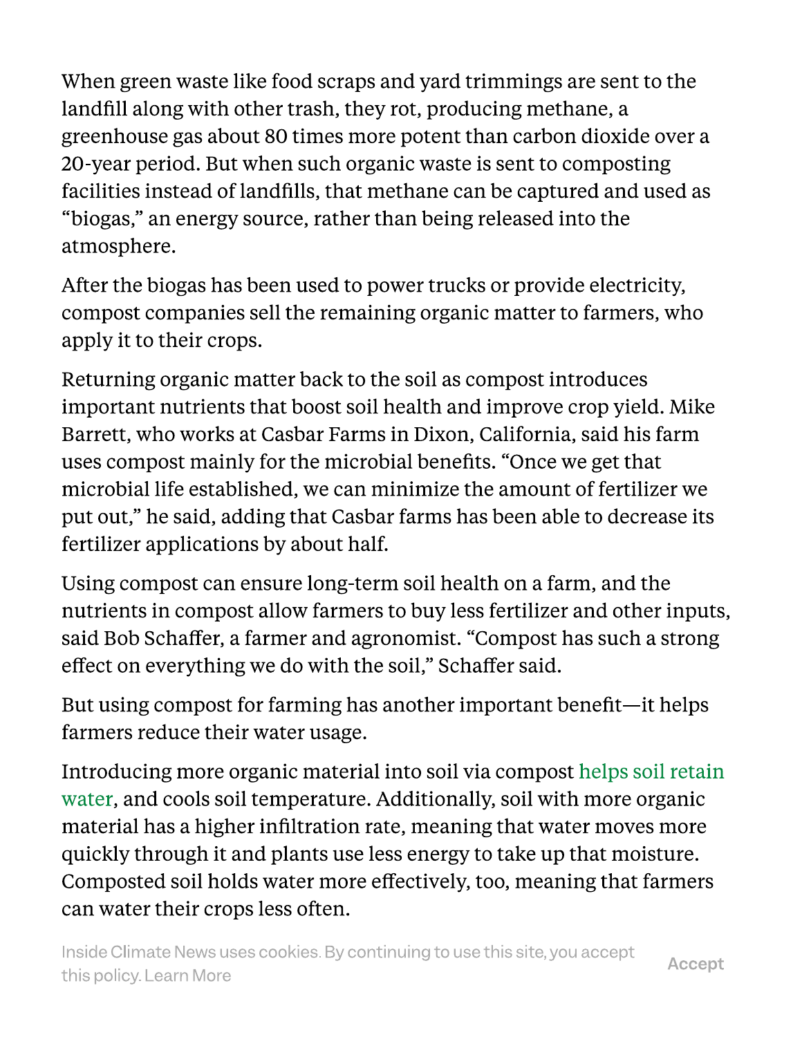When green waste like food scraps and yard trimmings are sent to the landfill along with other trash, they rot, producing methane, a greenhouse gas about 80 times more potent than carbon dioxide over a 20-year period. But when such organic waste is sent to composting facilities instead of landfills, that methane can be captured and used as "biogas," an energy source, rather than being released into the atmosphere.

After the biogas has been used to power trucks or provide electricity, compost companies sell the remaining organic matter to farmers, who apply it to their crops.

Returning organic matter back to the soil as compost introduces important nutrients that boost soil health and improve crop yield. Mike Barrett, who works at Casbar Farms in Dixon, California, said his farm uses compost mainly for the microbial benefits. "Once we get that microbial life established, we can minimize the amount of fertilizer we put out," he said, adding that Casbar farms has been able to decrease its fertilizer applications by about half.

Using compost can ensure long-term soil health on a farm, and the nutrients in compost allow farmers to buy less fertilizer and other inputs, said Bob Schaffer, a farmer and agronomist. "Compost has such a strong effect on everything we do with the soil," Schaffer said.

But using compost for farming has another important benefit—it helps farmers reduce their water usage.

Introducing more organic material into soil via compost helps soil retain water, and cools soil temperature. Additionally, soil with more organic material has a higher infiltration rate, meaning that water moves more quickly through it and plants use less energy to take up that moisture. Composted soil holds water more effectively, too, meaning that farmers can water their crops less often.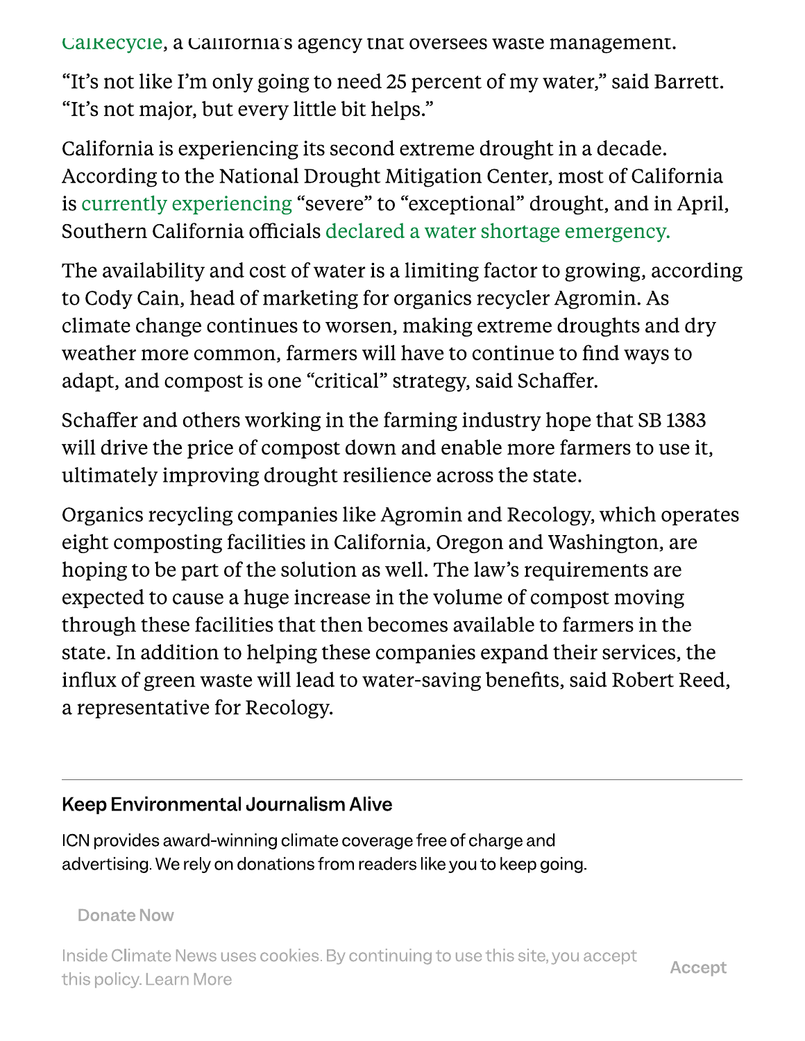CalRecycle, a California's agency that oversees waste management.

"It's not like I'm only going to need 25 percent of my water," said Barrett. "It's not major, but every little bit helps."

California is experiencing its second extreme drought in a decade. According to the National Drought Mitigation Center, most of California is currently experiencing "severe" to "exceptional" drought, and in April, Southern California officials declared a water shortage emergency.

The availability and cost of water is a limiting factor to growing, according to Cody Cain, head of marketing for organics recycler Agromin. As climate change continues to worsen, making extreme droughts and dry weather more common, farmers will have to continue to find ways to adapt, and compost is one "critical" strategy, said Schaffer.

Schaffer and others working in the farming industry hope that SB 1383 will drive the price of compost down and enable more farmers to use it, ultimately improving drought resilience across the state.

Organics recycling companies like Agromin and Recology, which operates eight composting facilities in California, Oregon and Washington, are hoping to be part of the solution as well. The law's requirements are expected to cause a huge increase in the volume of compost moving through these facilities that then becomes available to farmers in the state. In addition to helping these companies expand their services, the influx of green waste will lead to water-saving benefits, said Robert Reed, a representative for Recology.

---

**Keep Environmental Journalism Alive**

ICN provides award-winning climate coverage free of charge and advertising. We rely on donations from readers like you to keep going.

Donate Now

Inside Climate News uses cookies. By continuing to use this site, you accept this policy. Learn More

Accept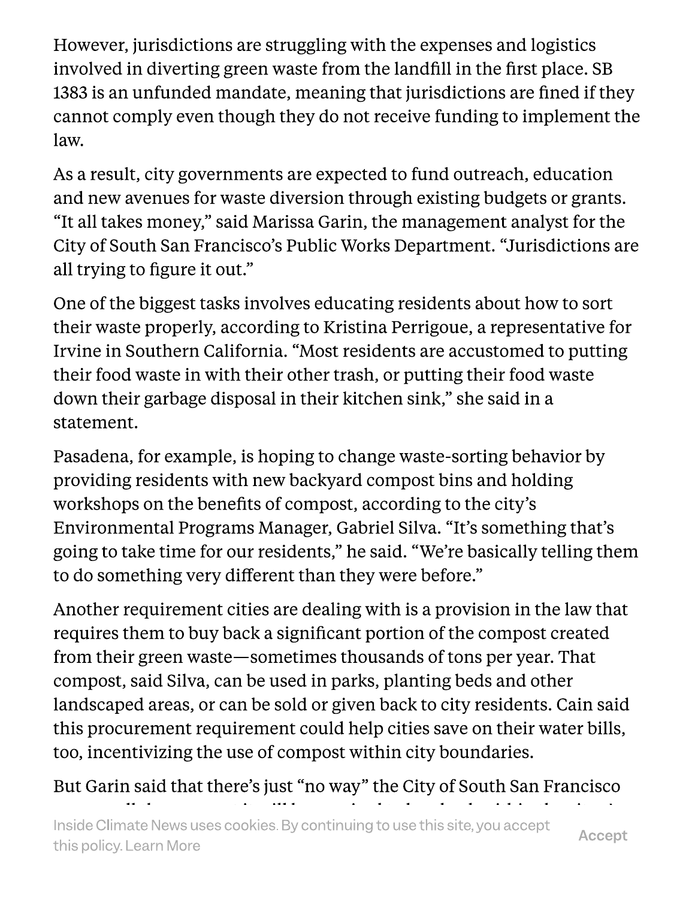However, jurisdictions are struggling with the expenses and logistics involved in diverting green waste from the landfill in the first place. SB 1383 is an unfunded mandate, meaning that jurisdictions are fined if they cannot comply even though they do not receive funding to implement the law.

As a result, city governments are expected to fund outreach, education and new avenues for waste diversion through existing budgets or grants. "It all takes money," said Marissa Garin, the management analyst for the City of South San Francisco's Public Works Department. "Jurisdictions are all trying to figure it out."

One of the biggest tasks involves educating residents about how to sort their waste properly, according to Kristina Perrigoue, a representative for Irvine in Southern California. "Most residents are accustomed to putting their food waste in with their other trash, or putting their food waste down their garbage disposal in their kitchen sink," she said in a statement.

Pasadena, for example, is hoping to change waste-sorting behavior by providing residents with new backyard compost bins and holding workshops on the benefits of compost, according to the city's Environmental Programs Manager, Gabriel Silva. "It's something that's going to take time for our residents," he said. "We're basically telling them to do something very different than they were before."

Another requirement cities are dealing with is a provision in the law that requires them to buy back a significant portion of the compost created from their green waste—sometimes thousands of tons per year. That compost, said Silva, can be used in parks, planting beds and other landscaped areas, or can be sold or given back to city residents. Cain said this procurement requirement could help cities save on their water bills, too, incentivizing the use of compost within city boundaries.

But Garin said that there's just "no way" the City of South San Francisco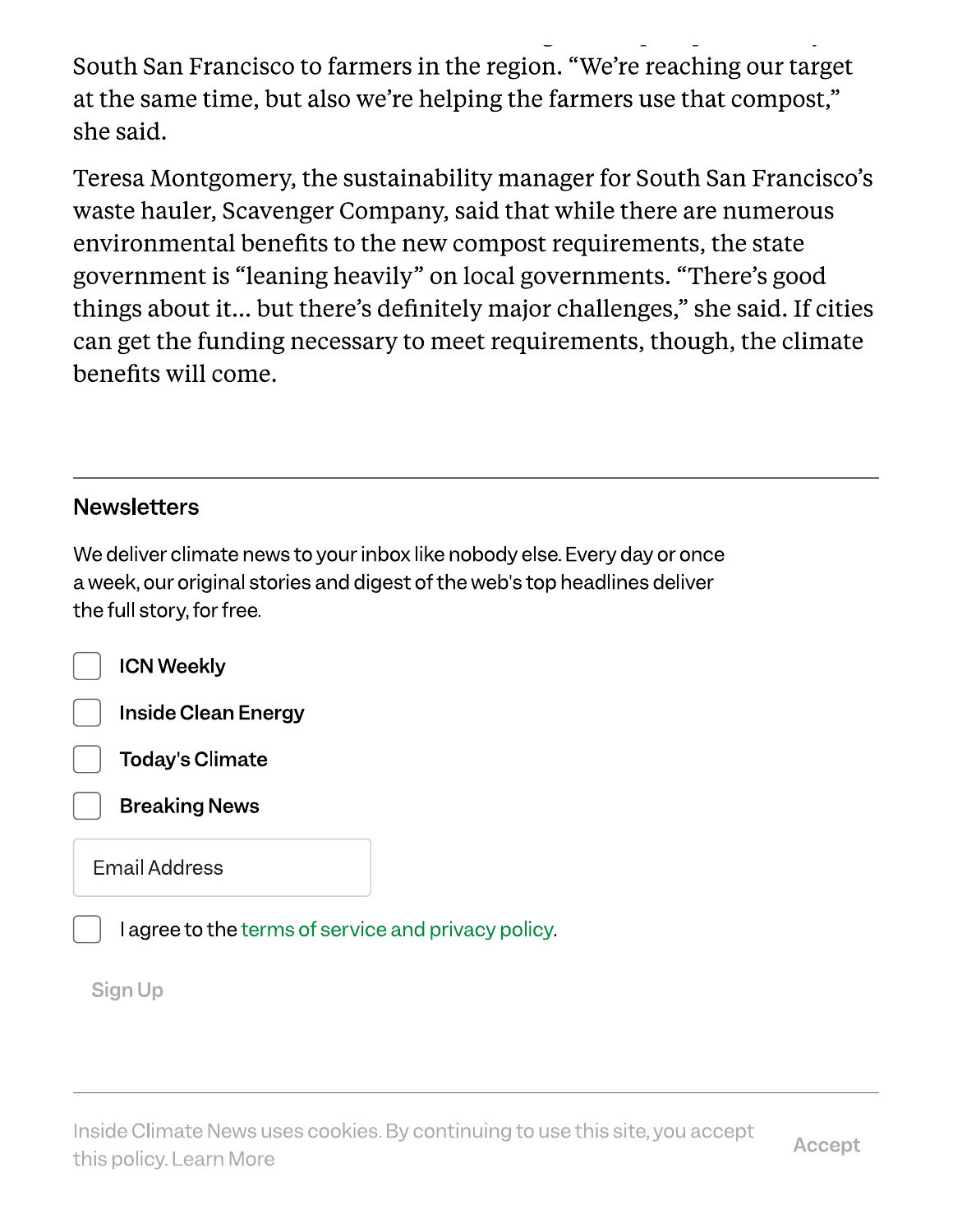South San Francisco to farmers in the region. “We’re reaching our target at the same time, but also we’re helping the farmers use that compost,” she said.

Teresa Montgomery, the sustainability manager for South San Francisco’s waste hauler, Scavenger Company, said that while there are numerous environmental benefits to the new compost requirements, the state government is “leaning heavily” on local governments. “There’s good things about it… but there’s definitely major challenges,” she said. If cities can get the funding necessary to meet requirements, though, the climate benefits will come.

## Newsletters

We deliver climate news to your inbox like nobody else. Every day or once a week, our original stories and digest of the web's top headlines deliver the full story, for free.

- [ ] **ICN Weekly**
- [ ] **Inside Clean Energy**
- [ ] **Today's Climate**
- [ ] **Breaking News**

Email Address

- [ ] I agree to the terms of service and privacy policy.

Sign Up

Inside Climate News uses cookies. By continuing to use this site, you accept this policy. Learn More

Accept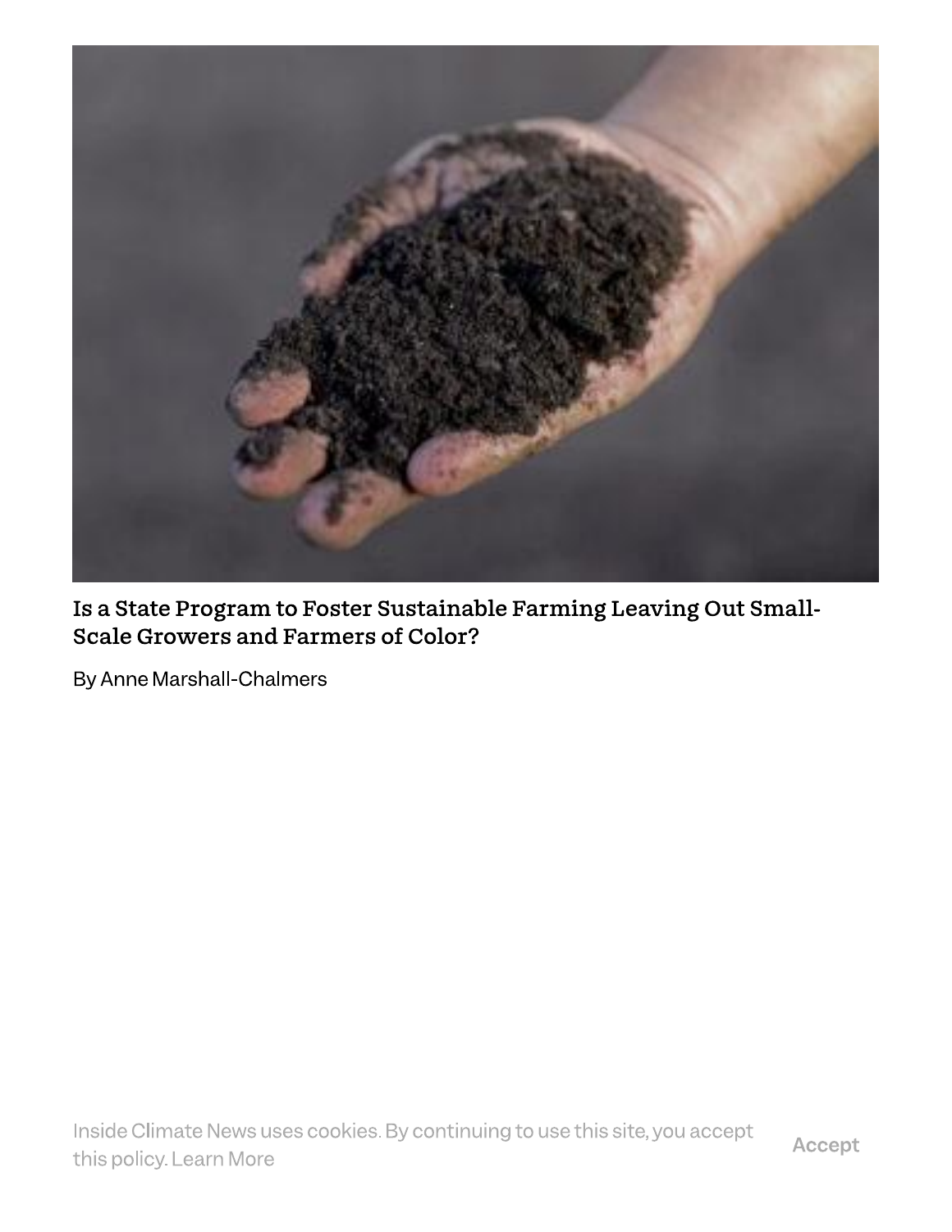## Is a State Program to Foster Sustainable Farming Leaving Out Small-Scale Growers and Farmers of Color?

By Anne Marshall-Chalmers

Inside Climate News uses cookies. By continuing to use this site, you accept this policy. Learn More

Accept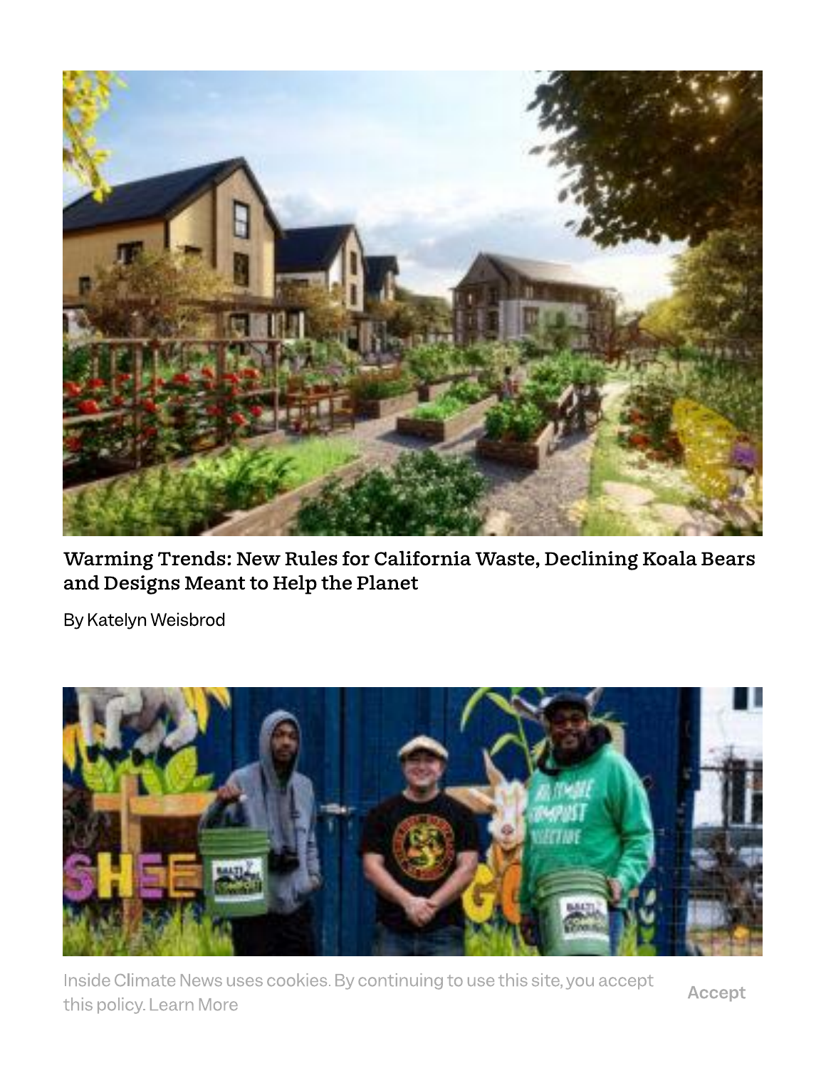## Warming Trends: New Rules for California Waste, Declining Koala Bears and Designs Meant to Help the Planet

By Katelyn Weisbrod

Inside Climate News uses cookies. By continuing to use this site, you accept this policy. Learn More

Accept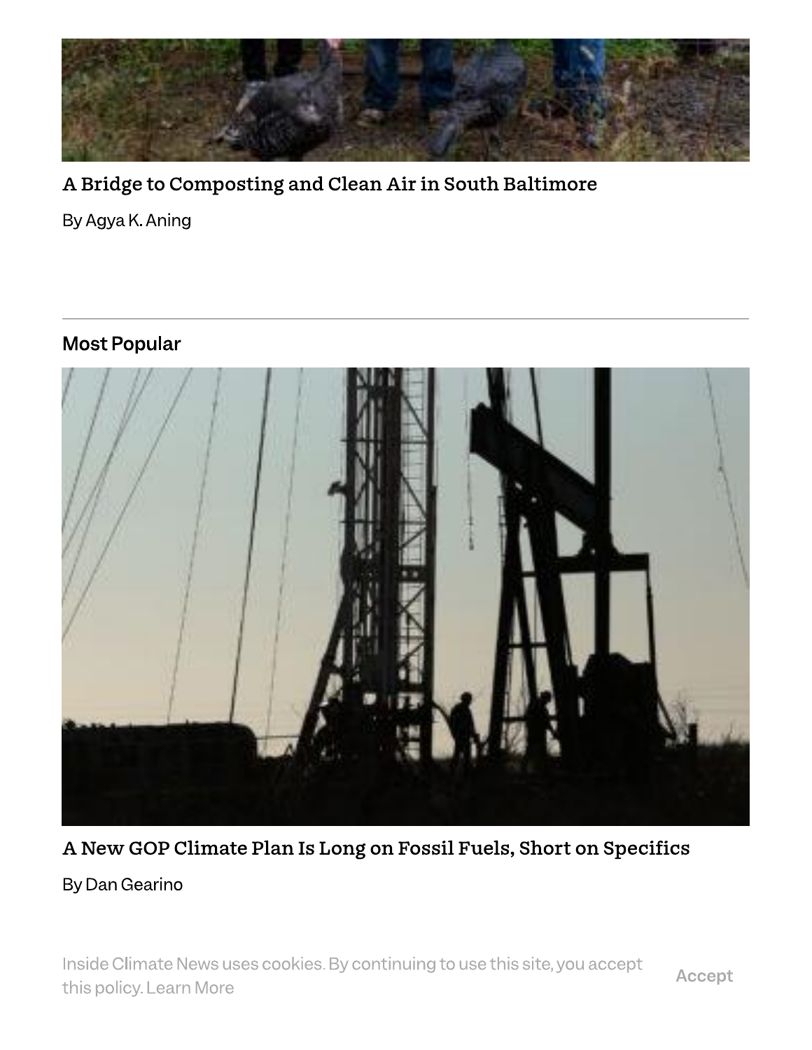A Bridge to Composting and Clean Air in South Baltimore

By Agya K. Aning

---

## Most Popular

A New GOP Climate Plan Is Long on Fossil Fuels, Short on Specifics

By Dan Gearino

Inside Climate News uses cookies. By continuing to use this site, you accept this policy. Learn More

Accept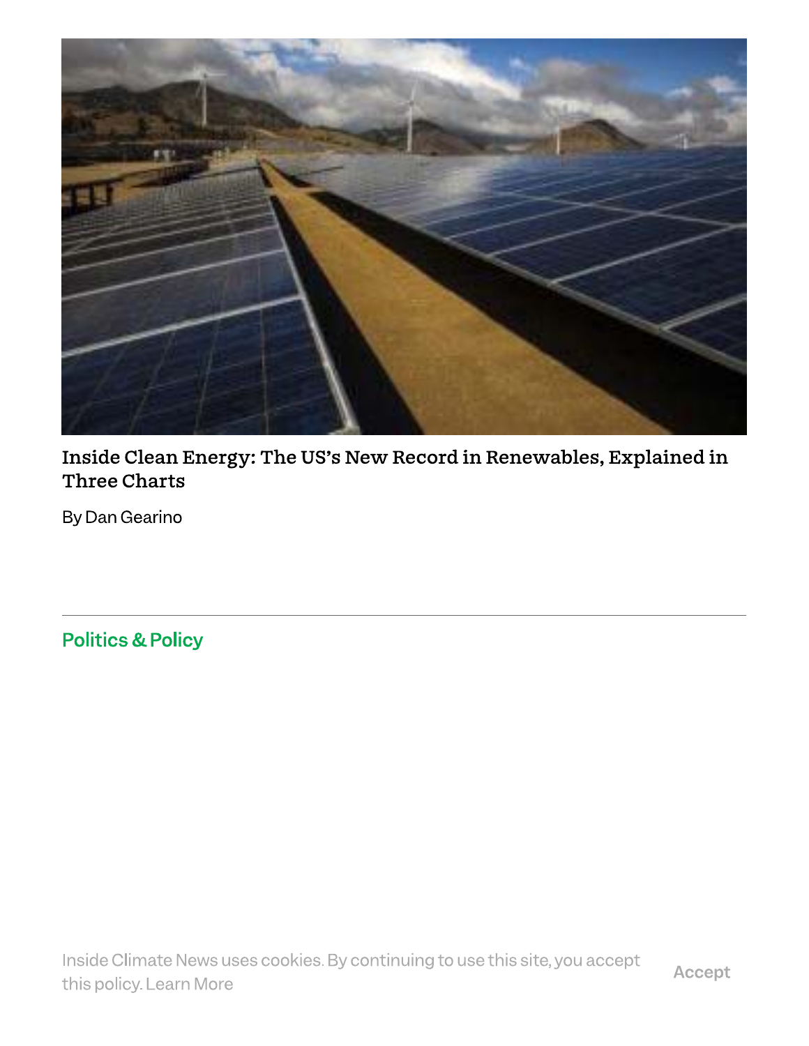Inside Clean Energy: The US's New Record in Renewables, Explained in Three Charts

By Dan Gearino

Politics & Policy

Inside Climate News uses cookies. By continuing to use this site, you accept this policy. Learn More

Accept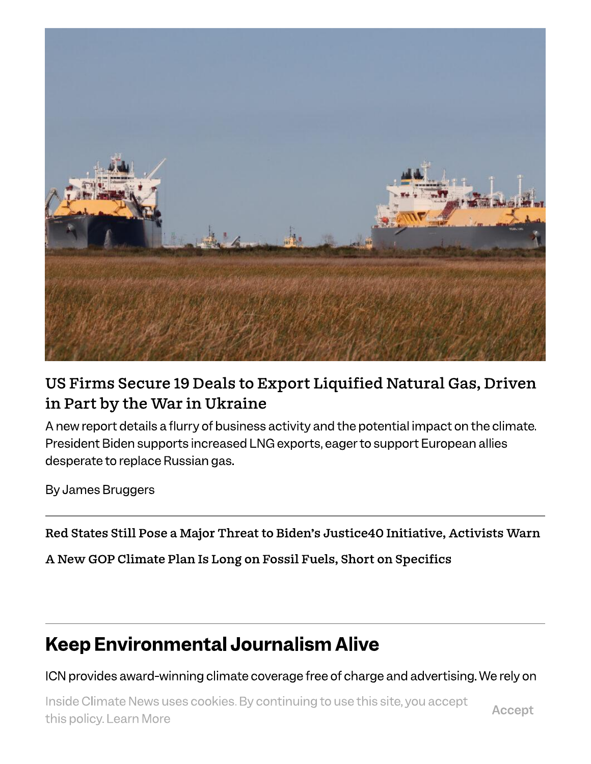## US Firms Secure 19 Deals to Export Liquified Natural Gas, Driven in Part by the War in Ukraine

A new report details a flurry of business activity and the potential impact on the climate. President Biden supports increased LNG exports, eager to support European allies desperate to replace Russian gas.

By James Bruggers

---

**Red States Still Pose a Major Threat to Biden's Justice40 Initiative, Activists Warn**

**A New GOP Climate Plan Is Long on Fossil Fuels, Short on Specifics**

---

## Keep Environmental Journalism Alive

ICN provides award-winning climate coverage free of charge and advertising. We rely on

Inside Climate News uses cookies. By continuing to use this site, you accept this policy. Learn More

Accept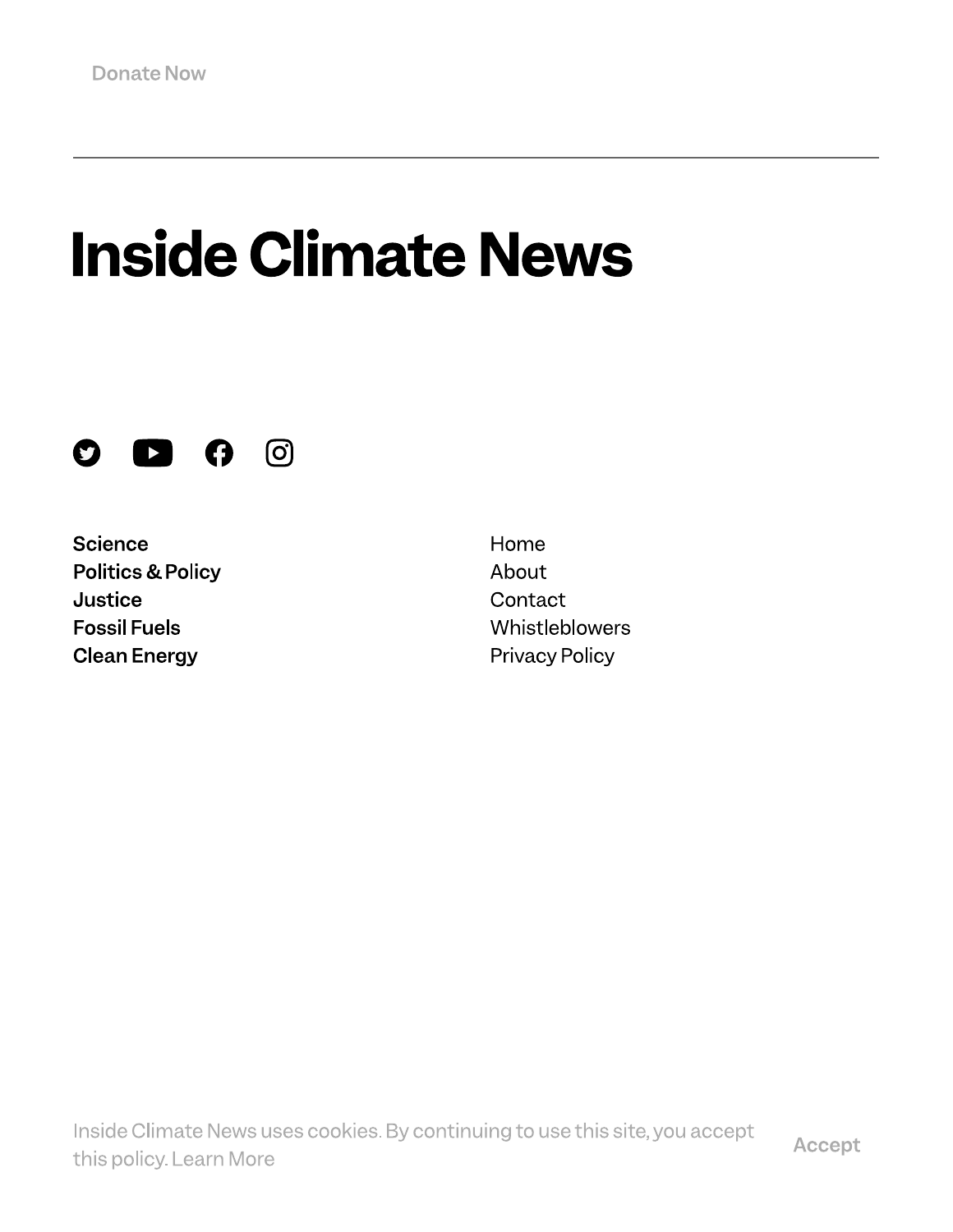Donate Now

---

# Inside Climate News

Science
Politics & Policy
Justice
Fossil Fuels
Clean Energy

Home
About
Contact
Whistleblowers
Privacy Policy

Inside Climate News uses cookies. By continuing to use this site, you accept this policy. Learn More

Accept